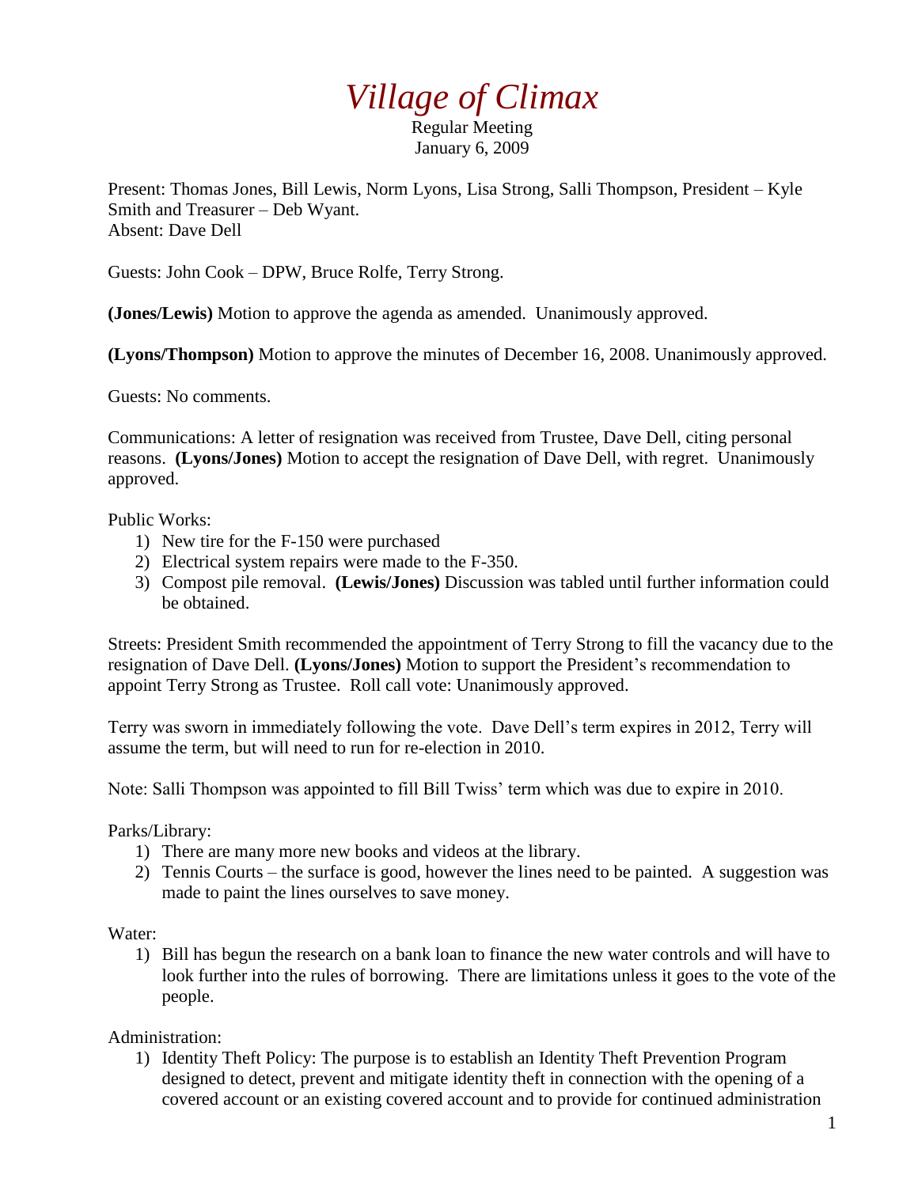# *Village of Climax*

Regular Meeting
January 6, 2009

Present: Thomas Jones, Bill Lewis, Norm Lyons, Lisa Strong, Salli Thompson, President – Kyle Smith and Treasurer – Deb Wyant.
Absent: Dave Dell

Guests: John Cook – DPW, Bruce Rolfe, Terry Strong.

**(Jones/Lewis)** Motion to approve the agenda as amended. Unanimously approved.

**(Lyons/Thompson)** Motion to approve the minutes of December 16, 2008. Unanimously approved.

Guests: No comments.

Communications: A letter of resignation was received from Trustee, Dave Dell, citing personal reasons. **(Lyons/Jones)** Motion to accept the resignation of Dave Dell, with regret. Unanimously approved.

Public Works:

1) New tire for the F-150 were purchased
2) Electrical system repairs were made to the F-350.
3) Compost pile removal. **(Lewis/Jones)** Discussion was tabled until further information could be obtained.

Streets: President Smith recommended the appointment of Terry Strong to fill the vacancy due to the resignation of Dave Dell. **(Lyons/Jones)** Motion to support the President's recommendation to appoint Terry Strong as Trustee. Roll call vote: Unanimously approved.

Terry was sworn in immediately following the vote. Dave Dell's term expires in 2012, Terry will assume the term, but will need to run for re-election in 2010.

Note: Salli Thompson was appointed to fill Bill Twiss' term which was due to expire in 2010.

Parks/Library:

1) There are many more new books and videos at the library.
2) Tennis Courts – the surface is good, however the lines need to be painted. A suggestion was made to paint the lines ourselves to save money.

Water:

1) Bill has begun the research on a bank loan to finance the new water controls and will have to look further into the rules of borrowing. There are limitations unless it goes to the vote of the people.

Administration:

1) Identity Theft Policy: The purpose is to establish an Identity Theft Prevention Program designed to detect, prevent and mitigate identity theft in connection with the opening of a covered account or an existing covered account and to provide for continued administration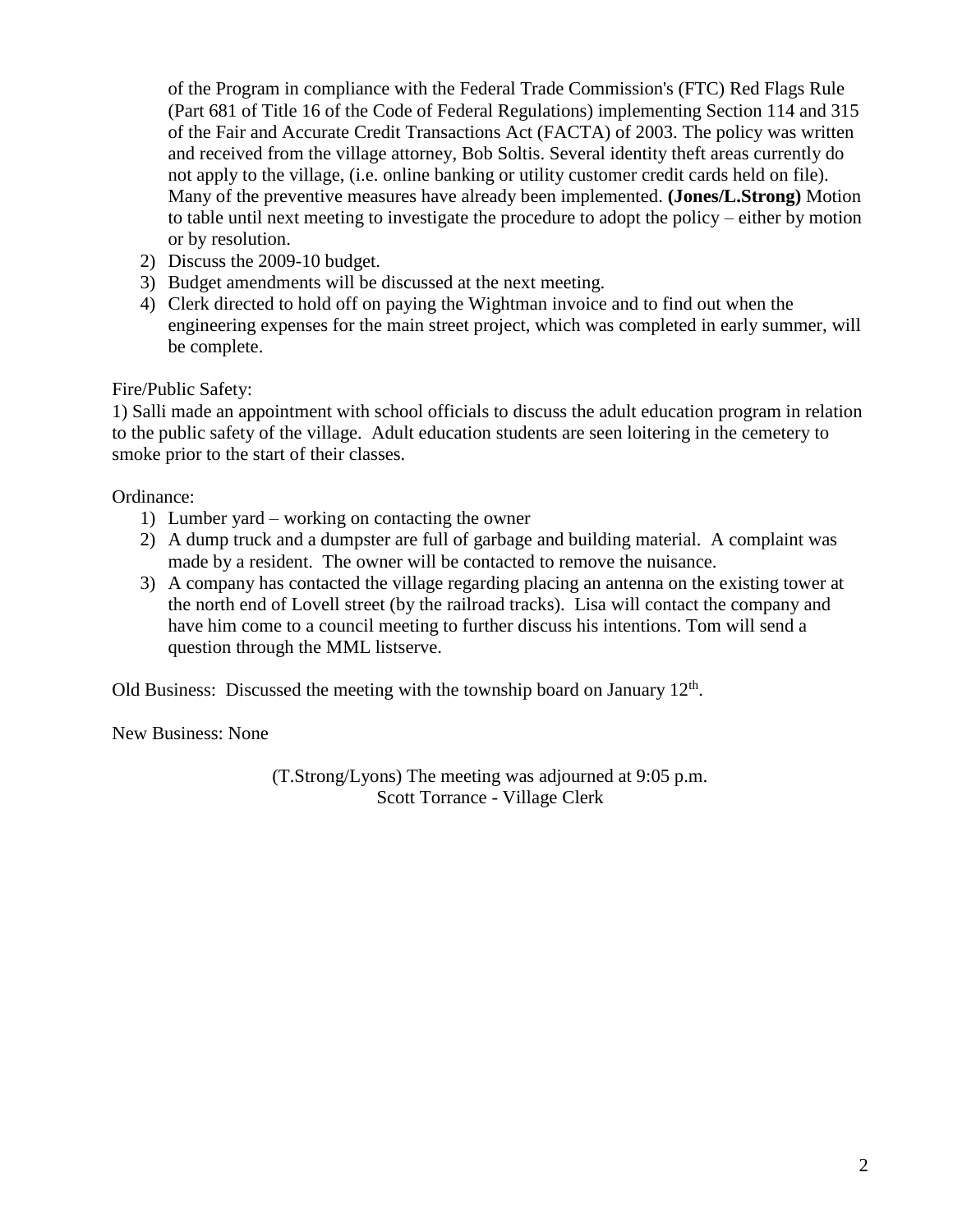of the Program in compliance with the Federal Trade Commission's (FTC) Red Flags Rule (Part 681 of Title 16 of the Code of Federal Regulations) implementing Section 114 and 315 of the Fair and Accurate Credit Transactions Act (FACTA) of 2003. The policy was written and received from the village attorney, Bob Soltis. Several identity theft areas currently do not apply to the village, (i.e. online banking or utility customer credit cards held on file). Many of the preventive measures have already been implemented. **(Jones/L.Strong)** Motion to table until next meeting to investigate the procedure to adopt the policy – either by motion or by resolution.

2) Discuss the 2009-10 budget.
3) Budget amendments will be discussed at the next meeting.
4) Clerk directed to hold off on paying the Wightman invoice and to find out when the engineering expenses for the main street project, which was completed in early summer, will be complete.

Fire/Public Safety:

1) Salli made an appointment with school officials to discuss the adult education program in relation to the public safety of the village. Adult education students are seen loitering in the cemetery to smoke prior to the start of their classes.

Ordinance:

1) Lumber yard – working on contacting the owner
2) A dump truck and a dumpster are full of garbage and building material. A complaint was made by a resident. The owner will be contacted to remove the nuisance.
3) A company has contacted the village regarding placing an antenna on the existing tower at the north end of Lovell street (by the railroad tracks). Lisa will contact the company and have him come to a council meeting to further discuss his intentions. Tom will send a question through the MML listserve.

Old Business: Discussed the meeting with the township board on January 12th.

New Business: None

(T.Strong/Lyons) The meeting was adjourned at 9:05 p.m.
Scott Torrance - Village Clerk